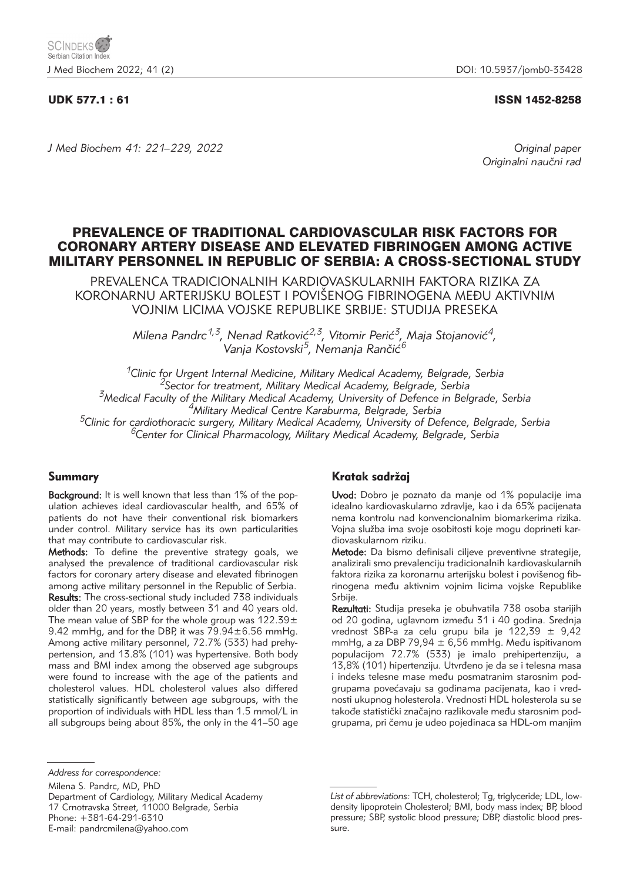UDK 577.1 : 61 ISSN 1452-8258

*J Med Biochem 41: 221–229, 2022*

*Original paper*
*Originalni naučni rad*

# PREVALENCE OF TRADITIONAL CARDIOVASCULAR RISK FACTORS FOR CORONARY ARTERY DISEASE AND ELEVATED FIBRINOGEN AMONG ACTIVE MILITARY PERSONNEL IN REPUBLIC OF SERBIA: A CROSS-SECTIONAL STUDY

PREVALENCA TRADICIONALNIH KARDIOVASKULARNIH FAKTORA RIZIKA ZA KORONARNU ARTERIJSKU BOLEST I POVIŠENOG FIBRINOGENA MEĐU AKTIVNIM VOJNIM LICIMA VOJSKE REPUBLIKE SRBIJE: STUDIJA PRESEKA

*Milena Pandrc[1,3], Nenad Ratković[2,3], Vitomir Perić[3], Maja Stojanović[4], Vanja Kostovski[5], Nemanja Rančić[6]*

[1]*Clinic for Urgent Internal Medicine, Military Medical Academy, Belgrade, Serbia*
[2]*Sector for treatment, Military Medical Academy, Belgrade, Serbia*
[3]*Medical Faculty of the Military Medical Academy, University of Defence in Belgrade, Serbia*
[4]*Military Medical Centre Karaburma, Belgrade, Serbia*
[5]*Clinic for cardiothoracic surgery, Military Medical Academy, University of Defence, Belgrade, Serbia*
[6]*Center for Clinical Pharmacology, Military Medical Academy, Belgrade, Serbia*

## Summary

**Background:** It is well known that less than 1% of the population achieves ideal cardiovascular health, and 65% of patients do not have their conventional risk biomarkers under control. Military service has its own particularities that may contribute to cardiovascular risk.

**Methods:** To define the preventive strategy goals, we analysed the prevalence of traditional cardiovascular risk factors for coronary artery disease and elevated fibrinogen among active military personnel in the Republic of Serbia.

**Results:** The cross-sectional study included 738 individuals older than 20 years, mostly between 31 and 40 years old. The mean value of SBP for the whole group was 122.39± 9.42 mmHg, and for the DBP, it was 79.94±6.56 mmHg. Among active military personnel, 72.7% (533) had prehypertension, and 13.8% (101) was hypertensive. Both body mass and BMI index among the observed age subgroups were found to increase with the age of the patients and cholesterol values. HDL cholesterol values also differed statistically significantly between age subgroups, with the proportion of individuals with HDL less than 1.5 mmol/L in all subgroups being about 85%, the only in the 41–50 age

## Kratak sadržaj

**Uvod:** Dobro je poznato da manje od 1% populacije ima idealno kardiovaskularno zdravlje, kao i da 65% pacijenata nema kontrolu nad konvencionalnim biomarkerima rizika. Vojna služba ima svoje osobitosti koje mogu doprineti kardiovaskularnom riziku.

**Metode:** Da bismo definisali ciljeve preventivne strategije, analizirali smo prevalenciju tradicionalnih kardiovaskularnih faktora rizika za koronarnu arterijsku bolest i povišenog fibrinogena među aktivnim vojnim licima vojske Republike Srbije.

**Rezultati:** Studija preseka je obuhvatila 738 osoba starijih od 20 godina, uglavnom između 31 i 40 godina. Srednja vrednost SBP-a za celu grupu bila je 122,39 ± 9,42 mmHg, a za DBP 79,94 ± 6,56 mmHg. Među ispitivanom populacijom 72.7% (533) je imalo prehipertenziju, a 13,8% (101) hipertenziju. Utvrđeno je da se i telesna masa i indeks telesne mase među posmatranim starosnim podgrupama povećavaju sa godinama pacijenata, kao i vrednosti ukupnog holesterola. Vrednosti HDL holesterola su se takođe statistički značajno razlikovale među starosnim podgrupama, pri čemu je udeo pojedinaca sa HDL-om manjim

*Address for correspondence:*

Milena S. Pandrc, MD, PhD
Department of Cardiology, Military Medical Academy
17 Crnotravska Street, 11000 Belgrade, Serbia
Phone: +381-64-291-6310
E-mail: pandrcmilena@yahoo.com

*List of abbreviations:* TCH, cholesterol; Tg, triglyceride; LDL, low-density lipoprotein Cholesterol; BMI, body mass index; BP, blood pressure; SBP, systolic blood pressure; DBP, diastolic blood pressure.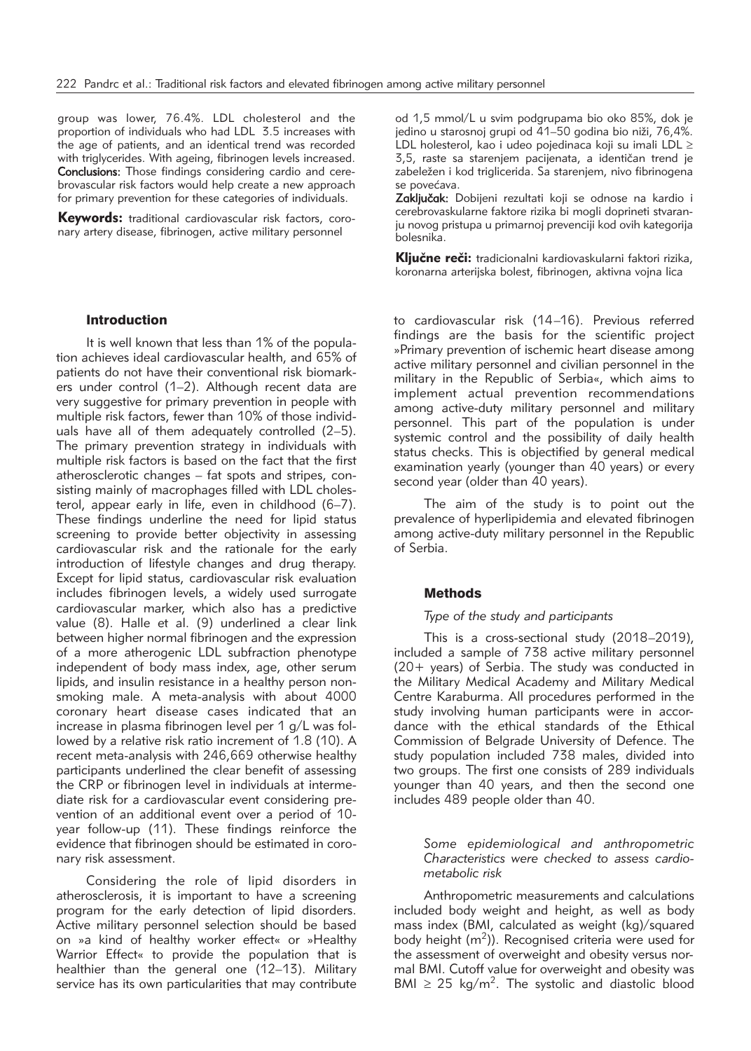group was lower, 76.4%. LDL cholesterol and the proportion of individuals who had LDL 3.5 increases with the age of patients, and an identical trend was recorded with triglycerides. With ageing, fibrinogen levels increased.
**Conclusions:** Those findings considering cardio and cerebrovascular risk factors would help create a new approach for primary prevention for these categories of individuals.

**Keywords:** traditional cardiovascular risk factors, coronary artery disease, fibrinogen, active military personnel

od 1,5 mmol/L u svim podgrupama bio oko 85%, dok je jedino u starosnoj grupi od 41–50 godina bio niži, 76,4%. LDL holesterol, kao i udeo pojedinaca koji su imali LDL ≥ 3,5, raste sa starenjem pacijenata, a identičan trend je zabeležen i kod triglicerida. Sa starenjem, nivo fibrinogena se povećava.
**Zaključak:** Dobijeni rezultati koji se odnose na kardio i cerebrovaskularne faktore rizika bi mogli doprineti stvaranju novog pristupa u primarnoj prevenciji kod ovih kategorija bolesnika.

**Ključne reči:** tradicionalni kardiovaskularni faktori rizika, koronarna arterijska bolest, fibrinogen, aktivna vojna lica

## Introduction

It is well known that less than 1% of the population achieves ideal cardiovascular health, and 65% of patients do not have their conventional risk biomarkers under control (1–2). Although recent data are very suggestive for primary prevention in people with multiple risk factors, fewer than 10% of those individuals have all of them adequately controlled (2–5). The primary prevention strategy in individuals with multiple risk factors is based on the fact that the first atherosclerotic changes – fat spots and stripes, consisting mainly of macrophages filled with LDL cholesterol, appear early in life, even in childhood (6–7). These findings underline the need for lipid status screening to provide better objectivity in assessing cardiovascular risk and the rationale for the early introduction of lifestyle changes and drug therapy. Except for lipid status, cardiovascular risk evaluation includes fibrinogen levels, a widely used surrogate cardiovascular marker, which also has a predictive value (8). Halle et al. (9) underlined a clear link between higher normal fibrinogen and the expression of a more atherogenic LDL subfraction phenotype independent of body mass index, age, other serum lipids, and insulin resistance in a healthy person nonsmoking male. A meta-analysis with about 4000 coronary heart disease cases indicated that an increase in plasma fibrinogen level per 1 g/L was followed by a relative risk ratio increment of 1.8 (10). A recent meta-analysis with 246,669 otherwise healthy participants underlined the clear benefit of assessing the CRP or fibrinogen level in individuals at intermediate risk for a cardiovascular event considering prevention of an additional event over a period of 10-year follow-up (11). These findings reinforce the evidence that fibrinogen should be estimated in coronary risk assessment.

Considering the role of lipid disorders in atherosclerosis, it is important to have a screening program for the early detection of lipid disorders. Active military personnel selection should be based on »a kind of healthy worker effect« or »Healthy Warrior Effect« to provide the population that is healthier than the general one (12–13). Military service has its own particularities that may contribute to cardiovascular risk (14–16). Previous referred findings are the basis for the scientific project »Primary prevention of ischemic heart disease among active military personnel and civilian personnel in the military in the Republic of Serbia«, which aims to implement actual prevention recommendations among active-duty military personnel and military personnel. This part of the population is under systemic control and the possibility of daily health status checks. This is objectified by general medical examination yearly (younger than 40 years) or every second year (older than 40 years).

The aim of the study is to point out the prevalence of hyperlipidemia and elevated fibrinogen among active-duty military personnel in the Republic of Serbia.

## Methods

### *Type of the study and participants*

This is a cross-sectional study (2018–2019), included a sample of 738 active military personnel (20+ years) of Serbia. The study was conducted in the Military Medical Academy and Military Medical Centre Karaburma. All procedures performed in the study involving human participants were in accordance with the ethical standards of the Ethical Commission of Belgrade University of Defence. The study population included 738 males, divided into two groups. The first one consists of 289 individuals younger than 40 years, and then the second one includes 489 people older than 40.

### *Some epidemiological and anthropometric Characteristics were checked to assess cardiometabolic risk*

Anthropometric measurements and calculations included body weight and height, as well as body mass index (BMI, calculated as weight (kg)/squared body height ($m^2$)). Recognised criteria were used for the assessment of overweight and obesity versus normal BMI. Cutoff value for overweight and obesity was BMI ≥ 25 kg/$m^2$. The systolic and diastolic blood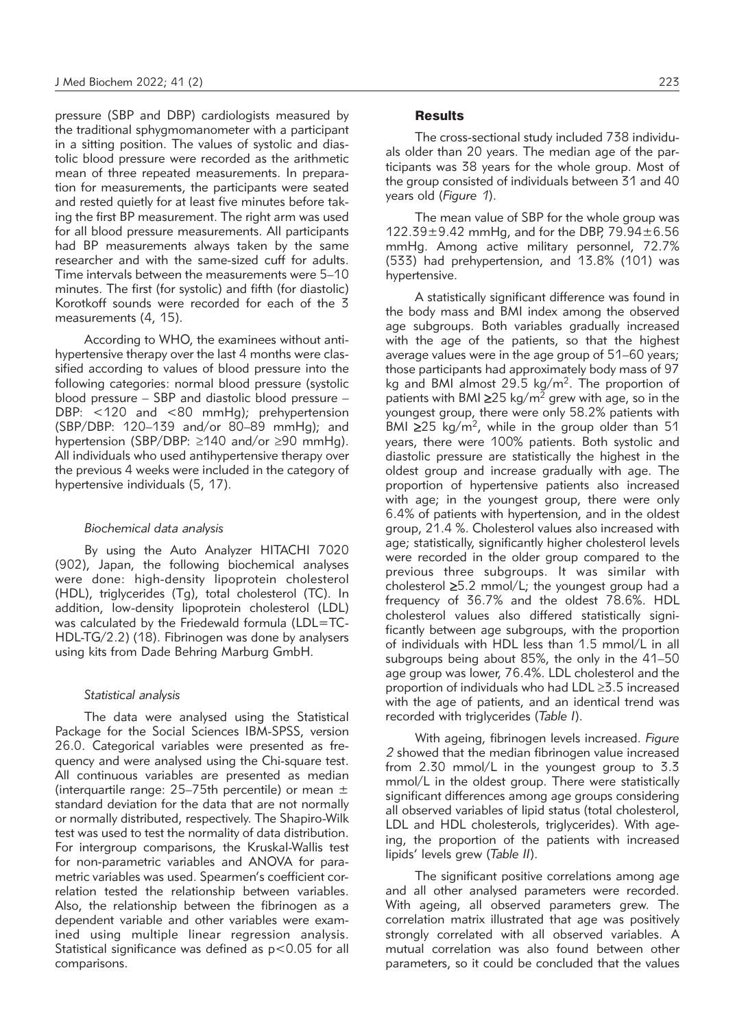pressure (SBP and DBP) cardiologists measured by the traditional sphygmomanometer with a participant in a sitting position. The values of systolic and diastolic blood pressure were recorded as the arithmetic mean of three repeated measurements. In preparation for measurements, the participants were seated and rested quietly for at least five minutes before taking the first BP measurement. The right arm was used for all blood pressure measurements. All participants had BP measurements always taken by the same researcher and with the same-sized cuff for adults. Time intervals between the measurements were 5–10 minutes. The first (for systolic) and fifth (for diastolic) Korotkoff sounds were recorded for each of the 3 measurements (4, 15).

According to WHO, the examinees without antihypertensive therapy over the last 4 months were classified according to values of blood pressure into the following categories: normal blood pressure (systolic blood pressure – SBP and diastolic blood pressure – DBP: <120 and <80 mmHg); prehypertension (SBP/DBP: 120–139 and/or 80–89 mmHg); and hypertension (SBP/DBP: ≥140 and/or ≥90 mmHg). All individuals who used antihypertensive therapy over the previous 4 weeks were included in the category of hypertensive individuals (5, 17).

### *Biochemical data analysis*

By using the Auto Analyzer HITACHI 7020 (902), Japan, the following biochemical analyses were done: high-density lipoprotein cholesterol (HDL), triglycerides (Tg), total cholesterol (TC). In addition, low-density lipoprotein cholesterol (LDL) was calculated by the Friedewald formula (LDL=TC-HDL-TG/2.2) (18). Fibrinogen was done by analysers using kits from Dade Behring Marburg GmbH.

### *Statistical analysis*

The data were analysed using the Statistical Package for the Social Sciences IBM-SPSS, version 26.0. Categorical variables were presented as frequency and were analysed using the Chi-square test. All continuous variables are presented as median (interquartile range: 25–75th percentile) or mean ± standard deviation for the data that are not normally or normally distributed, respectively. The Shapiro-Wilk test was used to test the normality of data distribution. For intergroup comparisons, the Kruskal-Wallis test for non-parametric variables and ANOVA for parametric variables was used. Spearmen's coefficient correlation tested the relationship between variables. Also, the relationship between the fibrinogen as a dependent variable and other variables were examined using multiple linear regression analysis. Statistical significance was defined as $p<0.05$ for all comparisons.

## Results

The cross-sectional study included 738 individuals older than 20 years. The median age of the participants was 38 years for the whole group. Most of the group consisted of individuals between 31 and 40 years old (*Figure 1*).

The mean value of SBP for the whole group was 122.39±9.42 mmHg, and for the DBP, 79.94±6.56 mmHg. Among active military personnel, 72.7% (533) had prehypertension, and 13.8% (101) was hypertensive.

A statistically significant difference was found in the body mass and BMI index among the observed age subgroups. Both variables gradually increased with the age of the patients, so that the highest average values were in the age group of 51–60 years; those participants had approximately body mass of 97 kg and BMI almost 29.5 kg/m$^2$. The proportion of patients with BMI ≥25 kg/m$^2$ grew with age, so in the youngest group, there were only 58.2% patients with BMI ≥25 kg/m$^2$, while in the group older than 51 years, there were 100% patients. Both systolic and diastolic pressure are statistically the highest in the oldest group and increase gradually with age. The proportion of hypertensive patients also increased with age; in the youngest group, there were only 6.4% of patients with hypertension, and in the oldest group, 21.4 %. Cholesterol values also increased with age; statistically, significantly higher cholesterol levels were recorded in the older group compared to the previous three subgroups. It was similar with cholesterol ≥5.2 mmol/L; the youngest group had a frequency of 36.7% and the oldest 78.6%. HDL cholesterol values also differed statistically significantly between age subgroups, with the proportion of individuals with HDL less than 1.5 mmol/L in all subgroups being about 85%, the only in the 41–50 age group was lower, 76.4%. LDL cholesterol and the proportion of individuals who had LDL ≥3.5 increased with the age of patients, and an identical trend was recorded with triglycerides (*Table I*).

With ageing, fibrinogen levels increased. *Figure 2* showed that the median fibrinogen value increased from 2.30 mmol/L in the youngest group to 3.3 mmol/L in the oldest group. There were statistically significant differences among age groups considering all observed variables of lipid status (total cholesterol, LDL and HDL cholesterols, triglycerides). With ageing, the proportion of the patients with increased lipids' levels grew (*Table II*).

The significant positive correlations among age and all other analysed parameters were recorded. With ageing, all observed parameters grew. The correlation matrix illustrated that age was positively strongly correlated with all observed variables. A mutual correlation was also found between other parameters, so it could be concluded that the values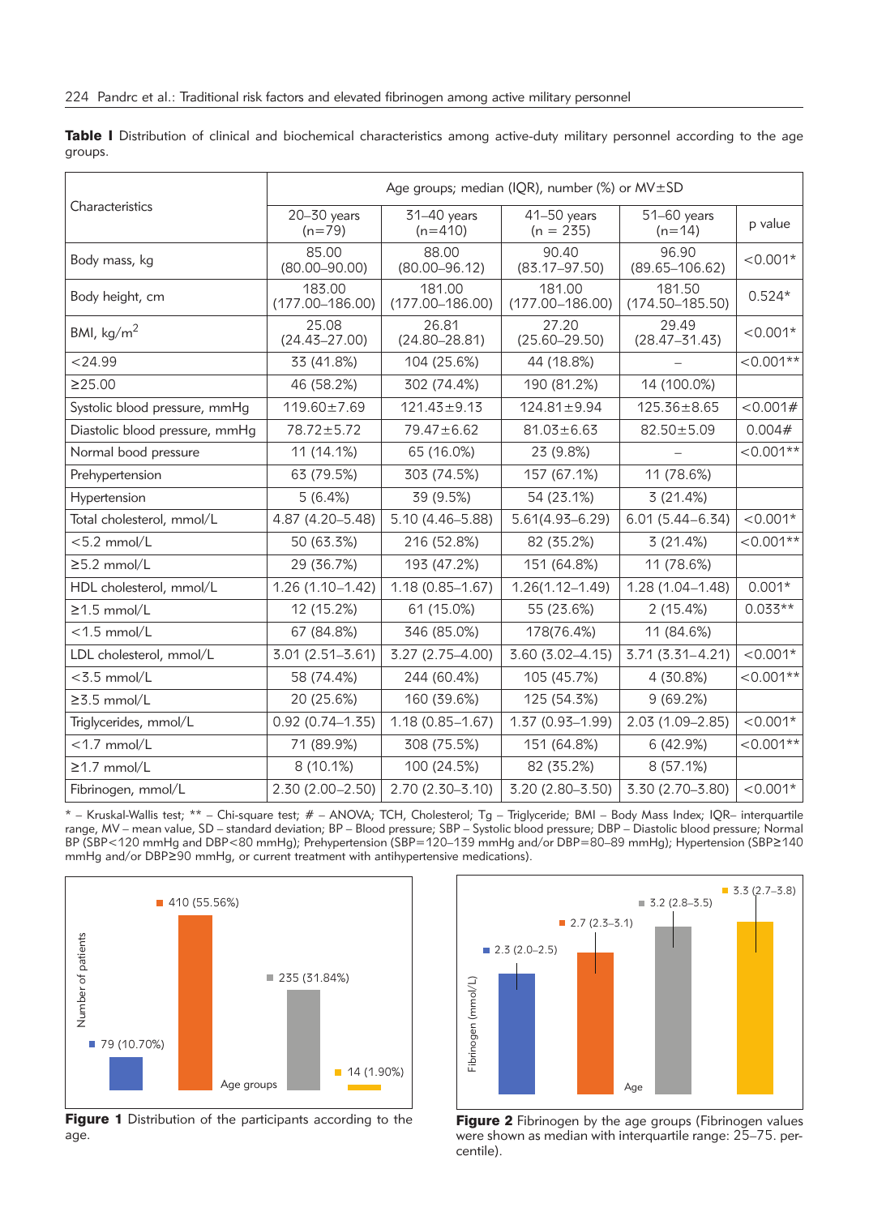**Table I** Distribution of clinical and biochemical characteristics among active-duty military personnel according to the age groups.

| Characteristics | Age groups; median (IQR), number (%) or MV±SD | | | | |
|---|---|---|---|---|---|
| | 20–30 years (n=79) | 31–40 years (n=410) | 41–50 years (n = 235) | 51–60 years (n=14) | p value |
| Body mass, kg | 85.00 (80.00–90.00) | 88.00 (80.00–96.12) | 90.40 (83.17–97.50) | 96.90 (89.65–106.62) | <0.001* |
| Body height, cm | 183.00 (177.00–186.00) | 181.00 (177.00–186.00) | 181.00 (177.00–186.00) | 181.50 (174.50–185.50) | 0.524* |
| BMI, kg/m$^2$ | 25.08 (24.43–27.00) | 26.81 (24.80–28.81) | 27.20 (25.60–29.50) | 29.49 (28.47–31.43) | <0.001* |
| <24.99 | 33 (41.8%) | 104 (25.6%) | 44 (18.8%) | – | <0.001** |
| ≥25.00 | 46 (58.2%) | 302 (74.4%) | 190 (81.2%) | 14 (100.0%) | |
| Systolic blood pressure, mmHg | 119.60±7.69 | 121.43±9.13 | 124.81±9.94 | 125.36±8.65 | <0.001# |
| Diastolic blood pressure, mmHg | 78.72±5.72 | 79.47±6.62 | 81.03±6.63 | 82.50±5.09 | 0.004# |
| Normal bood pressure | 11 (14.1%) | 65 (16.0%) | 23 (9.8%) | – | <0.001** |
| Prehypertension | 63 (79.5%) | 303 (74.5%) | 157 (67.1%) | 11 (78.6%) | |
| Hypertension | 5 (6.4%) | 39 (9.5%) | 54 (23.1%) | 3 (21.4%) | |
| Total cholesterol, mmol/L | 4.87 (4.20–5.48) | 5.10 (4.46–5.88) | 5.61(4.93–6.29) | 6.01 (5.44–6.34) | <0.001* |
| <5.2 mmol/L | 50 (63.3%) | 216 (52.8%) | 82 (35.2%) | 3 (21.4%) | <0.001** |
| ≥5.2 mmol/L | 29 (36.7%) | 193 (47.2%) | 151 (64.8%) | 11 (78.6%) | |
| HDL cholesterol, mmol/L | 1.26 (1.10–1.42) | 1.18 (0.85–1.67) | 1.26(1.12–1.49) | 1.28 (1.04–1.48) | 0.001* |
| ≥1.5 mmol/L | 12 (15.2%) | 61 (15.0%) | 55 (23.6%) | 2 (15.4%) | 0.033** |
| <1.5 mmol/L | 67 (84.8%) | 346 (85.0%) | 178(76.4%) | 11 (84.6%) | |
| LDL cholesterol, mmol/L | 3.01 (2.51–3.61) | 3.27 (2.75–4.00) | 3.60 (3.02–4.15) | 3.71 (3.31–4.21) | <0.001* |
| <3.5 mmol/L | 58 (74.4%) | 244 (60.4%) | 105 (45.7%) | 4 (30.8%) | <0.001** |
| ≥3.5 mmol/L | 20 (25.6%) | 160 (39.6%) | 125 (54.3%) | 9 (69.2%) | |
| Triglycerides, mmol/L | 0.92 (0.74–1.35) | 1.18 (0.85–1.67) | 1.37 (0.93–1.99) | 2.03 (1.09–2.85) | <0.001* |
| <1.7 mmol/L | 71 (89.9%) | 308 (75.5%) | 151 (64.8%) | 6 (42.9%) | <0.001** |
| ≥1.7 mmol/L | 8 (10.1%) | 100 (24.5%) | 82 (35.2%) | 8 (57.1%) | |
| Fibrinogen, mmol/L | 2.30 (2.00–2.50) | 2.70 (2.30–3.10) | 3.20 (2.80–3.50) | 3.30 (2.70–3.80) | <0.001* |

* – Kruskal-Wallis test; ** – Chi-square test; # – ANOVA; TCH, Cholesterol; Tg – Triglyceride; BMI – Body Mass Index; IQR– interquartile range, MV – mean value, SD – standard deviation; BP – Blood pressure; SBP – Systolic blood pressure; DBP – Diastolic blood pressure; Normal BP (SBP<120 mmHg and DBP<80 mmHg); Prehypertension (SBP=120–139 mmHg and/or DBP=80–89 mmHg); Hypertension (SBP≥140 mmHg and/or DBP≥90 mmHg, or current treatment with antihypertensive medications).

**Figure 1** Distribution of the participants according to the age.

**Figure 2** Fibrinogen by the age groups (Fibrinogen values were shown as median with interquartile range: 25–75. percentile).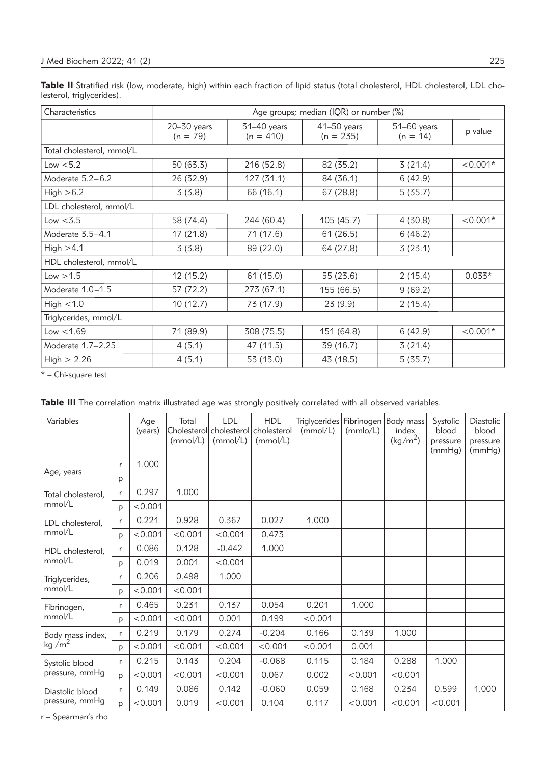**Table II** Stratified risk (low, moderate, high) within each fraction of lipid status (total cholesterol, HDL cholesterol, LDL cholesterol, triglycerides).

| Characteristics | Age groups; median (IQR) or number (%) | | | | |
|---|---|---|---|---|---|
| | 20–30 years (n = 79) | 31–40 years (n = 410) | 41–50 years (n = 235) | 51–60 years (n = 14) | p value |
| Total cholesterol, mmol/L | | | | | |
| Low <5.2 | 50 (63.3) | 216 (52.8) | 82 (35.2) | 3 (21.4) | <0.001* |
| Moderate 5.2–6.2 | 26 (32.9) | 127 (31.1) | 84 (36.1) | 6 (42.9) | |
| High >6.2 | 3 (3.8) | 66 (16.1) | 67 (28.8) | 5 (35.7) | |
| LDL cholesterol, mmol/L | | | | | |
| Low <3.5 | 58 (74.4) | 244 (60.4) | 105 (45.7) | 4 (30.8) | <0.001* |
| Moderate 3.5–4.1 | 17 (21.8) | 71 (17.6) | 61 (26.5) | 6 (46.2) | |
| High >4.1 | 3 (3.8) | 89 (22.0) | 64 (27.8) | 3 (23.1) | |
| HDL cholesterol, mmol/L | | | | | |
| Low >1.5 | 12 (15.2) | 61 (15.0) | 55 (23.6) | 2 (15.4) | 0.033* |
| Moderate 1.0–1.5 | 57 (72.2) | 273 (67.1) | 155 (66.5) | 9 (69.2) | |
| High <1.0 | 10 (12.7) | 73 (17.9) | 23 (9.9) | 2 (15.4) | |
| Triglycerides, mmol/L | | | | | |
| Low <1.69 | 71 (89.9) | 308 (75.5) | 151 (64.8) | 6 (42.9) | <0.001* |
| Moderate 1.7–2.25 | 4 (5.1) | 47 (11.5) | 39 (16.7) | 3 (21.4) | |
| High > 2.26 | 4 (5.1) | 53 (13.0) | 43 (18.5) | 5 (35.7) | |

* – Chi-square test

**Table III** The correlation matrix illustrated age was strongly positively correlated with all observed variables.

| Variables | | Age (years) | Total Cholesterol (mmol/L) | LDL cholesterol (mmol/L) | HDL cholesterol (mmol/L) | Triglycerides (mmol/L) | Fibrinogen (mmlo/L) | Body mass index ($kg/m^2$) | Systolic blood pressure (mmHg) | Diastolic blood pressure (mmHg) |
|---|---|---|---|---|---|---|---|---|---|---|
| Age, years | r | 1.000 | | | | | | | | |
| | p | | | | | | | | | |
| Total cholesterol, mmol/L | r | 0.297 | 1.000 | | | | | | | |
| | p | <0.001 | | | | | | | | |
| LDL cholesterol, mmol/L | r | 0.221 | 0.928 | 0.367 | 0.027 | 1.000 | | | | |
| | p | <0.001 | <0.001 | <0.001 | 0.473 | | | | | |
| HDL cholesterol, mmol/L | r | 0.086 | 0.128 | -0.442 | 1.000 | | | | | |
| | p | 0.019 | 0.001 | <0.001 | | | | | | |
| Triglycerides, mmol/L | r | 0.206 | 0.498 | 1.000 | | | | | | |
| | p | <0.001 | <0.001 | | | | | | | |
| Fibrinogen, mmol/L | r | 0.465 | 0.231 | 0.137 | 0.054 | 0.201 | 1.000 | | | |
| | p | <0.001 | <0.001 | 0.001 | 0.199 | <0.001 | | | | |
| Body mass index, $kg/m^2$ | r | 0.219 | 0.179 | 0.274 | -0.204 | 0.166 | 0.139 | 1.000 | | |
| | p | <0.001 | <0.001 | <0.001 | <0.001 | <0.001 | 0.001 | | | |
| Systolic blood pressure, mmHg | r | 0.215 | 0.143 | 0.204 | -0.068 | 0.115 | 0.184 | 0.288 | 1.000 | |
| | p | <0.001 | <0.001 | <0.001 | 0.067 | 0.002 | <0.001 | <0.001 | | |
| Diastolic blood pressure, mmHg | r | 0.149 | 0.086 | 0.142 | -0.060 | 0.059 | 0.168 | 0.234 | 0.599 | 1.000 |
| | p | <0.001 | 0.019 | <0.001 | 0.104 | 0.117 | <0.001 | <0.001 | <0.001 | |

r – Spearman's rho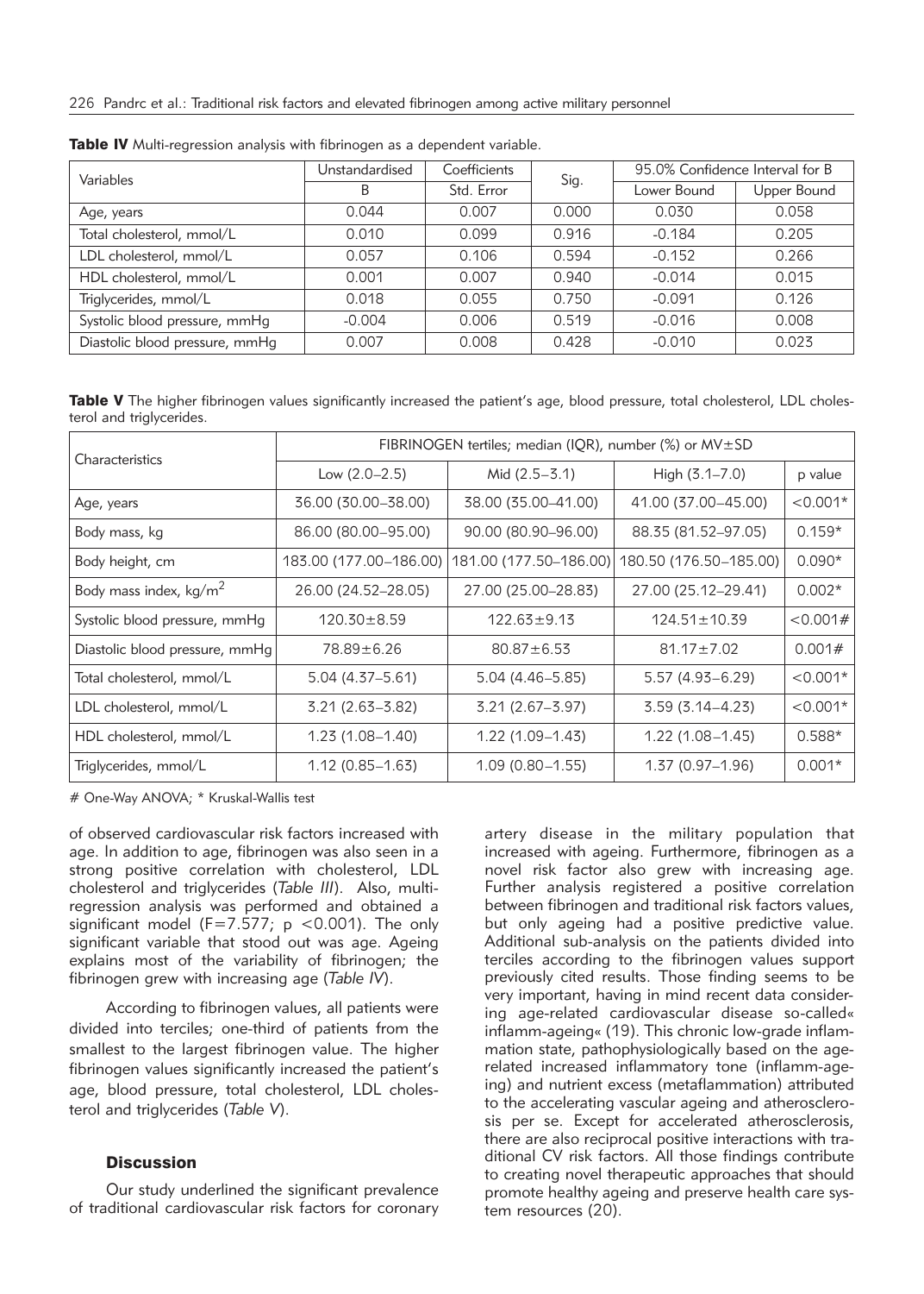**Table IV** Multi-regression analysis with fibrinogen as a dependent variable.

| Variables | Unstandardised | Coefficients | Sig. | 95.0% Confidence Interval for B | |
|---|---|---|---|---|---|
| | B | Std. Error | | Lower Bound | Upper Bound |
| Age, years | 0.044 | 0.007 | 0.000 | 0.030 | 0.058 |
| Total cholesterol, mmol/L | 0.010 | 0.099 | 0.916 | -0.184 | 0.205 |
| LDL cholesterol, mmol/L | 0.057 | 0.106 | 0.594 | -0.152 | 0.266 |
| HDL cholesterol, mmol/L | 0.001 | 0.007 | 0.940 | -0.014 | 0.015 |
| Triglycerides, mmol/L | 0.018 | 0.055 | 0.750 | -0.091 | 0.126 |
| Systolic blood pressure, mmHg | -0.004 | 0.006 | 0.519 | -0.016 | 0.008 |
| Diastolic blood pressure, mmHg | 0.007 | 0.008 | 0.428 | -0.010 | 0.023 |

**Table V** The higher fibrinogen values significantly increased the patient's age, blood pressure, total cholesterol, LDL cholesterol and triglycerides.

| Characteristics | FIBRINOGEN tertiles; median (IQR), number (%) or MV±SD | | | |
|---|---|---|---|---|
| | Low (2.0–2.5) | Mid (2.5–3.1) | High (3.1–7.0) | p value |
| Age, years | 36.00 (30.00–38.00) | 38.00 (35.00–41.00) | 41.00 (37.00–45.00) | <0.001* |
| Body mass, kg | 86.00 (80.00–95.00) | 90.00 (80.90–96.00) | 88.35 (81.52–97.05) | 0.159* |
| Body height, cm | 183.00 (177.00–186.00) | 181.00 (177.50–186.00) | 180.50 (176.50–185.00) | 0.090* |
| Body mass index, kg/m$^2$ | 26.00 (24.52–28.05) | 27.00 (25.00–28.83) | 27.00 (25.12–29.41) | 0.002* |
| Systolic blood pressure, mmHg | 120.30±8.59 | 122.63±9.13 | 124.51±10.39 | <0.001# |
| Diastolic blood pressure, mmHg | 78.89±6.26 | 80.87±6.53 | 81.17±7.02 | 0.001# |
| Total cholesterol, mmol/L | 5.04 (4.37–5.61) | 5.04 (4.46–5.85) | 5.57 (4.93–6.29) | <0.001* |
| LDL cholesterol, mmol/L | 3.21 (2.63–3.82) | 3.21 (2.67–3.97) | 3.59 (3.14–4.23) | <0.001* |
| HDL cholesterol, mmol/L | 1.23 (1.08–1.40) | 1.22 (1.09–1.43) | 1.22 (1.08–1.45) | 0.588* |
| Triglycerides, mmol/L | 1.12 (0.85–1.63) | 1.09 (0.80–1.55) | 1.37 (0.97–1.96) | 0.001* |

# One-Way ANOVA; * Kruskal-Wallis test

of observed cardiovascular risk factors increased with age. In addition to age, fibrinogen was also seen in a strong positive correlation with cholesterol, LDL cholesterol and triglycerides (*Table III*). Also, multi-regression analysis was performed and obtained a significant model ($F=7.577$; $p<0.001$). The only significant variable that stood out was age. Ageing explains most of the variability of fibrinogen; the fibrinogen grew with increasing age (*Table IV*).

According to fibrinogen values, all patients were divided into terciles; one-third of patients from the smallest to the largest fibrinogen value. The higher fibrinogen values significantly increased the patient's age, blood pressure, total cholesterol, LDL cholesterol and triglycerides (*Table V*).

## Discussion

Our study underlined the significant prevalence of traditional cardiovascular risk factors for coronary artery disease in the military population that increased with ageing. Furthermore, fibrinogen as a novel risk factor also grew with increasing age. Further analysis registered a positive correlation between fibrinogen and traditional risk factors values, but only ageing had a positive predictive value. Additional sub-analysis on the patients divided into terciles according to the fibrinogen values support previously cited results. Those finding seems to be very important, having in mind recent data considering age-related cardiovascular disease so-called« inflamm-ageing« (19). This chronic low-grade inflammation state, pathophysiologically based on the age-related increased inflammatory tone (inflamm-ageing) and nutrient excess (metaflammation) attributed to the accelerating vascular ageing and atherosclerosis per se. Except for accelerated atherosclerosis, there are also reciprocal positive interactions with traditional CV risk factors. All those findings contribute to creating novel therapeutic approaches that should promote healthy ageing and preserve health care system resources (20).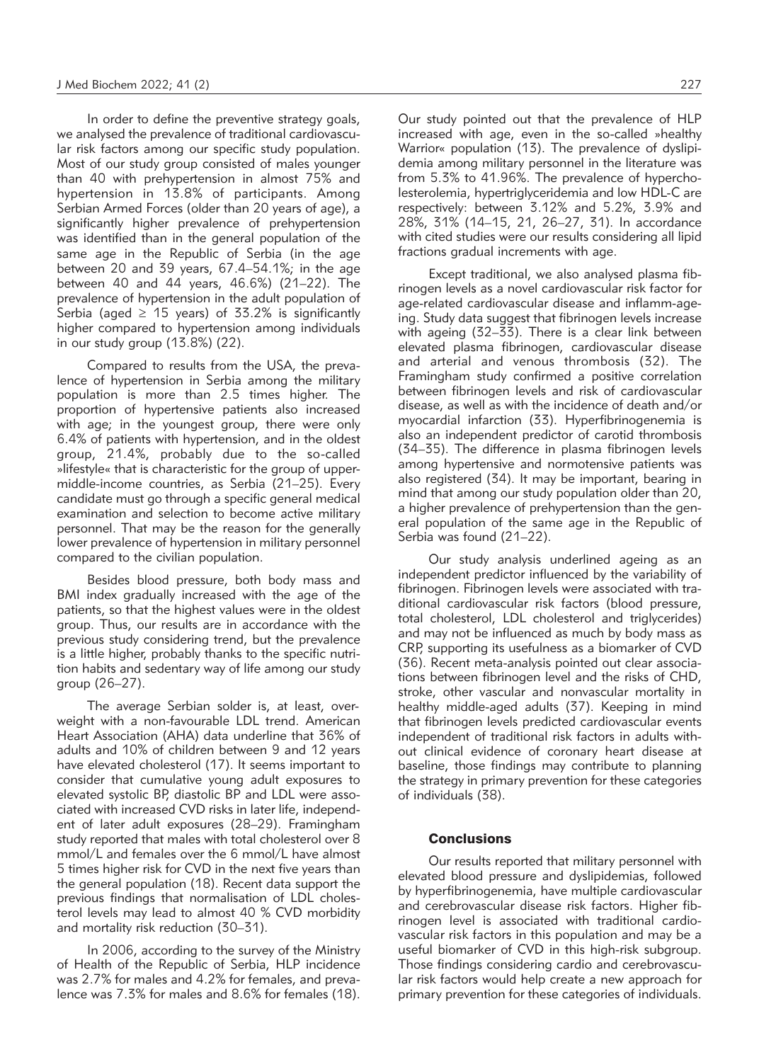In order to define the preventive strategy goals, we analysed the prevalence of traditional cardiovascular risk factors among our specific study population. Most of our study group consisted of males younger than 40 with prehypertension in almost 75% and hypertension in 13.8% of participants. Among Serbian Armed Forces (older than 20 years of age), a significantly higher prevalence of prehypertension was identified than in the general population of the same age in the Republic of Serbia (in the age between 20 and 39 years, 67.4–54.1%; in the age between 40 and 44 years, 46.6%) (21–22). The prevalence of hypertension in the adult population of Serbia (aged ≥ 15 years) of 33.2% is significantly higher compared to hypertension among individuals in our study group (13.8%) (22).

Compared to results from the USA, the prevalence of hypertension in Serbia among the military population is more than 2.5 times higher. The proportion of hypertensive patients also increased with age; in the youngest group, there were only 6.4% of patients with hypertension, and in the oldest group, 21.4%, probably due to the so-called »lifestyle« that is characteristic for the group of upper-middle-income countries, as Serbia (21–25). Every candidate must go through a specific general medical examination and selection to become active military personnel. That may be the reason for the generally lower prevalence of hypertension in military personnel compared to the civilian population.

Besides blood pressure, both body mass and BMI index gradually increased with the age of the patients, so that the highest values were in the oldest group. Thus, our results are in accordance with the previous study considering trend, but the prevalence is a little higher, probably thanks to the specific nutrition habits and sedentary way of life among our study group (26–27).

The average Serbian soldier is, at least, overweight with a non-favourable LDL trend. American Heart Association (AHA) data underline that 36% of adults and 10% of children between 9 and 12 years have elevated cholesterol (17). It seems important to consider that cumulative young adult exposures to elevated systolic BP, diastolic BP and LDL were associated with increased CVD risks in later life, independent of later adult exposures (28–29). Framingham study reported that males with total cholesterol over 8 mmol/L and females over the 6 mmol/L have almost 5 times higher risk for CVD in the next five years than the general population (18). Recent data support the previous findings that normalisation of LDL cholesterol levels may lead to almost 40 % CVD morbidity and mortality risk reduction (30–31).

In 2006, according to the survey of the Ministry of Health of the Republic of Serbia, HLP incidence was 2.7% for males and 4.2% for females, and prevalence was 7.3% for males and 8.6% for females (18). Our study pointed out that the prevalence of HLP increased with age, even in the so-called »healthy Warrior« population (13). The prevalence of dyslipidemia among military personnel in the literature was from 5.3% to 41.96%. The prevalence of hypercholesterolemia, hypertriglyceridemia and low HDL-C are respectively: between 3.12% and 5.2%, 3.9% and 28%, 31% (14–15, 21, 26–27, 31). In accordance with cited studies were our results considering all lipid fractions gradual increments with age.

Except traditional, we also analysed plasma fibrinogen levels as a novel cardiovascular risk factor for age-related cardiovascular disease and inflamm-ageing. Study data suggest that fibrinogen levels increase with ageing (32–33). There is a clear link between elevated plasma fibrinogen, cardiovascular disease and arterial and venous thrombosis (32). The Framingham study confirmed a positive correlation between fibrinogen levels and risk of cardiovascular disease, as well as with the incidence of death and/or myocardial infarction (33). Hyperfibrinogenemia is also an independent predictor of carotid thrombosis (34–35). The difference in plasma fibrinogen levels among hypertensive and normotensive patients was also registered (34). It may be important, bearing in mind that among our study population older than 20, a higher prevalence of prehypertension than the general population of the same age in the Republic of Serbia was found (21–22).

Our study analysis underlined ageing as an independent predictor influenced by the variability of fibrinogen. Fibrinogen levels were associated with traditional cardiovascular risk factors (blood pressure, total cholesterol, LDL cholesterol and triglycerides) and may not be influenced as much by body mass as CRP, supporting its usefulness as a biomarker of CVD (36). Recent meta-analysis pointed out clear associations between fibrinogen level and the risks of CHD, stroke, other vascular and nonvascular mortality in healthy middle-aged adults (37). Keeping in mind that fibrinogen levels predicted cardiovascular events independent of traditional risk factors in adults without clinical evidence of coronary heart disease at baseline, those findings may contribute to planning the strategy in primary prevention for these categories of individuals (38).

## Conclusions

Our results reported that military personnel with elevated blood pressure and dyslipidemias, followed by hyperfibrinogenemia, have multiple cardiovascular and cerebrovascular disease risk factors. Higher fibrinogen level is associated with traditional cardiovascular risk factors in this population and may be a useful biomarker of CVD in this high-risk subgroup. Those findings considering cardio and cerebrovascular risk factors would help create a new approach for primary prevention for these categories of individuals.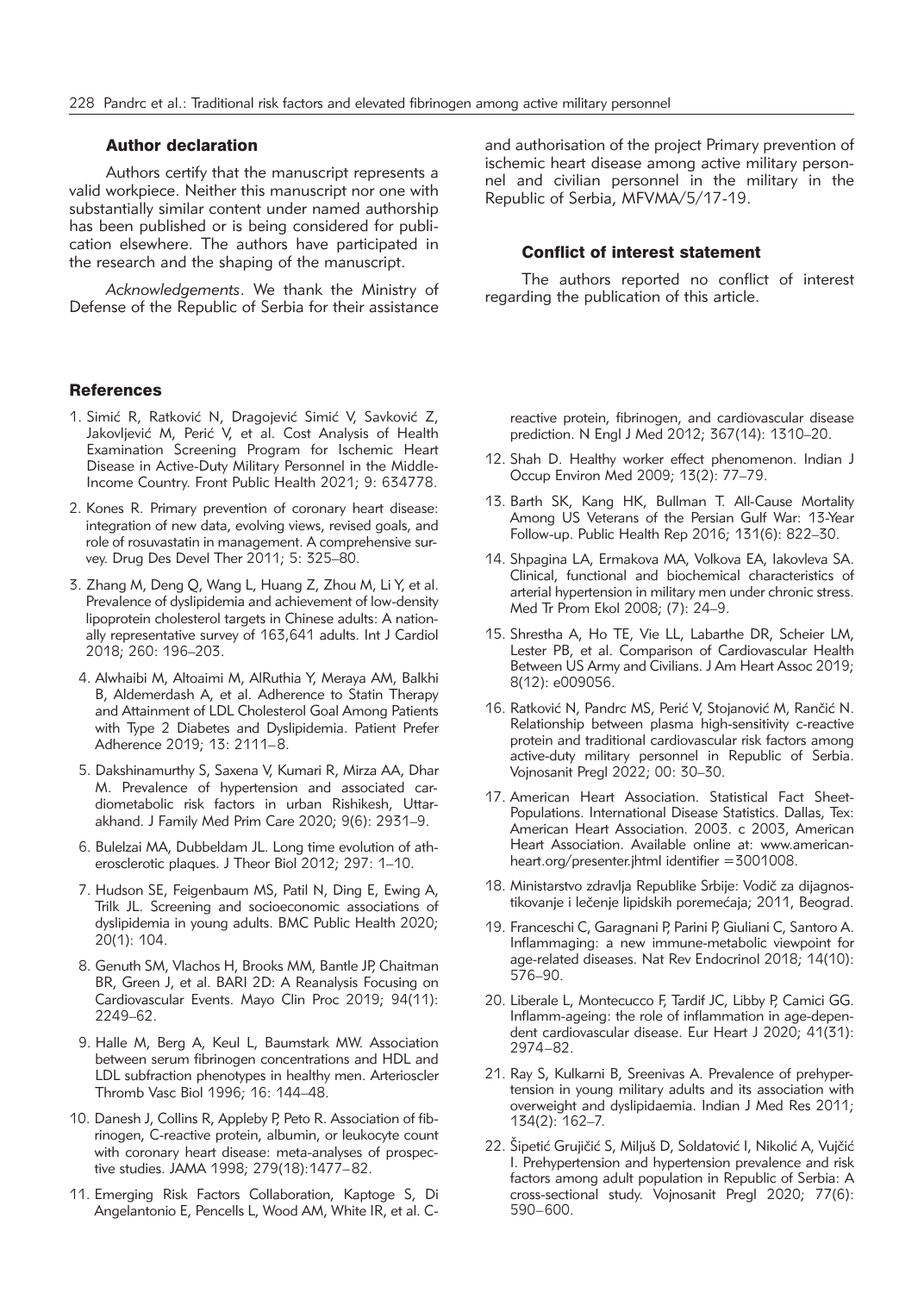### Author declaration

Authors certify that the manuscript represents a valid workpiece. Neither this manuscript nor one with substantially similar content under named authorship has been published or is being considered for publication elsewhere. The authors have participated in the research and the shaping of the manuscript.

*Acknowledgements*. We thank the Ministry of Defense of the Republic of Serbia for their assistance and authorisation of the project Primary prevention of ischemic heart disease among active military personnel and civilian personnel in the military in the Republic of Serbia, MFVMA/5/17-19.

### Conflict of interest statement

The authors reported no conflict of interest regarding the publication of this article.

### References

1. Simić R, Ratković N, Dragojević Simić V, Savković Z, Jakovljević M, Perić V, et al. Cost Analysis of Health Examination Screening Program for Ischemic Heart Disease in Active-Duty Military Personnel in the Middle-Income Country. Front Public Health 2021; 9: 634778.
2. Kones R. Primary prevention of coronary heart disease: integration of new data, evolving views, revised goals, and role of rosuvastatin in management. A comprehensive survey. Drug Des Devel Ther 2011; 5: 325–80.
3. Zhang M, Deng Q, Wang L, Huang Z, Zhou M, Li Y, et al. Prevalence of dyslipidemia and achievement of low-density lipoprotein cholesterol targets in Chinese adults: A nationally representative survey of 163,641 adults. Int J Cardiol 2018; 260: 196–203.
4. Alwhaibi M, Altoaimi M, AlRuthia Y, Meraya AM, Balkhi B, Aldemerdash A, et al. Adherence to Statin Therapy and Attainment of LDL Cholesterol Goal Among Patients with Type 2 Diabetes and Dyslipidemia. Patient Prefer Adherence 2019; 13: 2111–8.
5. Dakshinamurthy S, Saxena V, Kumari R, Mirza AA, Dhar M. Prevalence of hypertension and associated cardiometabolic risk factors in urban Rishikesh, Uttarakhand. J Family Med Prim Care 2020; 9(6): 2931–9.
6. Bulelzai MA, Dubbeldam JL. Long time evolution of atherosclerotic plaques. J Theor Biol 2012; 297: 1–10.
7. Hudson SE, Feigenbaum MS, Patil N, Ding E, Ewing A, Trilk JL. Screening and socioeconomic associations of dyslipidemia in young adults. BMC Public Health 2020; 20(1): 104.
8. Genuth SM, Vlachos H, Brooks MM, Bantle JP, Chaitman BR, Green J, et al. BARI 2D: A Reanalysis Focusing on Cardiovascular Events. Mayo Clin Proc 2019; 94(11): 2249–62.
9. Halle M, Berg A, Keul L, Baumstark MW. Association between serum fibrinogen concentrations and HDL and LDL subfraction phenotypes in healthy men. Arterioscler Thromb Vasc Biol 1996; 16: 144–48.
10. Danesh J, Collins R, Appleby P, Peto R. Association of fibrinogen, C-reactive protein, albumin, or leukocyte count with coronary heart disease: meta-analyses of prospective studies. JAMA 1998; 279(18):1477–82.
11. Emerging Risk Factors Collaboration, Kaptoge S, Di Angelantonio E, Pencells L, Wood AM, White IR, et al. C-reactive protein, fibrinogen, and cardiovascular disease prediction. N Engl J Med 2012; 367(14): 1310–20.
12. Shah D. Healthy worker effect phenomenon. Indian J Occup Environ Med 2009; 13(2): 77–79.
13. Barth SK, Kang HK, Bullman T. All-Cause Mortality Among US Veterans of the Persian Gulf War: 13-Year Follow-up. Public Health Rep 2016; 131(6): 822–30.
14. Shpagina LA, Ermakova MA, Volkova EA, Iakovleva SA. Clinical, functional and biochemical characteristics of arterial hypertension in military men under chronic stress. Med Tr Prom Ekol 2008; (7): 24–9.
15. Shrestha A, Ho TE, Vie LL, Labarthe DR, Scheier LM, Lester PB, et al. Comparison of Cardiovascular Health Between US Army and Civilians. J Am Heart Assoc 2019; 8(12): e009056.
16. Ratković N, Pandrc MS, Perić V, Stojanović M, Rančić N. Relationship between plasma high-sensitivity c-reactive protein and traditional cardiovascular risk factors among active-duty military personnel in Republic of Serbia. Vojnosanit Pregl 2022; 00: 30–30.
17. American Heart Association. Statistical Fact Sheet-Populations. International Disease Statistics. Dallas, Tex: American Heart Association. 2003. c 2003, American Heart Association. Available online at: www.americanheart.org/presenter.jhtml identifier =3001008.
18. Ministarstvo zdravlja Republike Srbije: Vodič za dijagnostikovanje i lečenje lipidskih poremećaja; 2011, Beograd.
19. Franceschi C, Garagnani P, Parini P, Giuliani C, Santoro A. Inflammaging: a new immune-metabolic viewpoint for age-related diseases. Nat Rev Endocrinol 2018; 14(10): 576–90.
20. Liberale L, Montecucco F, Tardif JC, Libby P, Camici GG. Inflamm-ageing: the role of inflammation in age-dependent cardiovascular disease. Eur Heart J 2020; 41(31): 2974–82.
21. Ray S, Kulkarni B, Sreenivas A. Prevalence of prehypertension in young military adults and its association with overweight and dyslipidaemia. Indian J Med Res 2011; 134(2): 162–7.
22. Šipetić Grujičić S, Miljuš D, Soldatović I, Nikolić A, Vujčić I. Prehypertension and hypertension prevalence and risk factors among adult population in Republic of Serbia: A cross-sectional study. Vojnosanit Pregl 2020; 77(6): 590–600.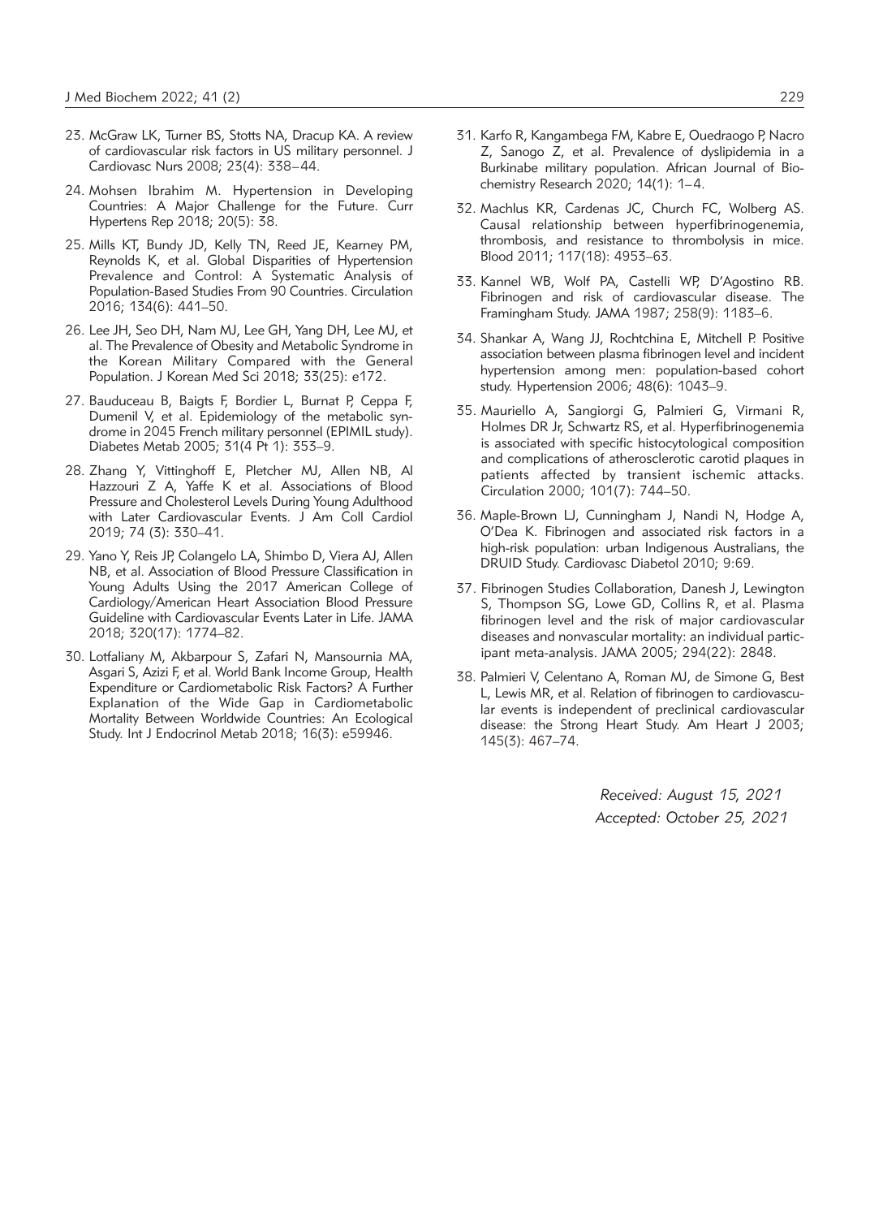23. McGraw LK, Turner BS, Stotts NA, Dracup KA. A review of cardiovascular risk factors in US military personnel. J Cardiovasc Nurs 2008; 23(4): 338–44.

24. Mohsen Ibrahim M. Hypertension in Developing Countries: A Major Challenge for the Future. Curr Hypertens Rep 2018; 20(5): 38.

25. Mills KT, Bundy JD, Kelly TN, Reed JE, Kearney PM, Reynolds K, et al. Global Disparities of Hypertension Prevalence and Control: A Systematic Analysis of Population-Based Studies From 90 Countries. Circulation 2016; 134(6): 441–50.

26. Lee JH, Seo DH, Nam MJ, Lee GH, Yang DH, Lee MJ, et al. The Prevalence of Obesity and Metabolic Syndrome in the Korean Military Compared with the General Population. J Korean Med Sci 2018; 33(25): e172.

27. Bauduceau B, Baigts F, Bordier L, Burnat P, Ceppa F, Dumenil V, et al. Epidemiology of the metabolic syndrome in 2045 French military personnel (EPIMIL study). Diabetes Metab 2005; 31(4 Pt 1): 353–9.

28. Zhang Y, Vittinghoff E, Pletcher MJ, Allen NB, Al Hazzouri Z A, Yaffe K et al. Associations of Blood Pressure and Cholesterol Levels During Young Adulthood with Later Cardiovascular Events. J Am Coll Cardiol 2019; 74 (3): 330–41.

29. Yano Y, Reis JP, Colangelo LA, Shimbo D, Viera AJ, Allen NB, et al. Association of Blood Pressure Classification in Young Adults Using the 2017 American College of Cardiology/American Heart Association Blood Pressure Guideline with Cardiovascular Events Later in Life. JAMA 2018; 320(17): 1774–82.

30. Lotfaliany M, Akbarpour S, Zafari N, Mansournia MA, Asgari S, Azizi F, et al. World Bank Income Group, Health Expenditure or Cardiometabolic Risk Factors? A Further Explanation of the Wide Gap in Cardiometabolic Mortality Between Worldwide Countries: An Ecological Study. Int J Endocrinol Metab 2018; 16(3): e59946.

31. Karfo R, Kangambega FM, Kabre E, Ouedraogo P, Nacro Z, Sanogo Z, et al. Prevalence of dyslipidemia in a Burkinabe military population. African Journal of Biochemistry Research 2020; 14(1): 1–4.

32. Machlus KR, Cardenas JC, Church FC, Wolberg AS. Causal relationship between hyperfibrinogenemia, thrombosis, and resistance to thrombolysis in mice. Blood 2011; 117(18): 4953–63.

33. Kannel WB, Wolf PA, Castelli WP, D'Agostino RB. Fibrinogen and risk of cardiovascular disease. The Framingham Study. JAMA 1987; 258(9): 1183–6.

34. Shankar A, Wang JJ, Rochtchina E, Mitchell P. Positive association between plasma fibrinogen level and incident hypertension among men: population-based cohort study. Hypertension 2006; 48(6): 1043–9.

35. Mauriello A, Sangiorgi G, Palmieri G, Virmani R, Holmes DR Jr, Schwartz RS, et al. Hyperfibrinogenemia is associated with specific histocytological composition and complications of atherosclerotic carotid plaques in patients affected by transient ischemic attacks. Circulation 2000; 101(7): 744–50.

36. Maple-Brown LJ, Cunningham J, Nandi N, Hodge A, O'Dea K. Fibrinogen and associated risk factors in a high-risk population: urban Indigenous Australians, the DRUID Study. Cardiovasc Diabetol 2010; 9:69.

37. Fibrinogen Studies Collaboration, Danesh J, Lewington S, Thompson SG, Lowe GD, Collins R, et al. Plasma fibrinogen level and the risk of major cardiovascular diseases and nonvascular mortality: an individual participant meta-analysis. JAMA 2005; 294(22): 2848.

38. Palmieri V, Celentano A, Roman MJ, de Simone G, Best L, Lewis MR, et al. Relation of fibrinogen to cardiovascular events is independent of preclinical cardiovascular disease: the Strong Heart Study. Am Heart J 2003; 145(3): 467–74.

*Received: August 15, 2021*
*Accepted: October 25, 2021*